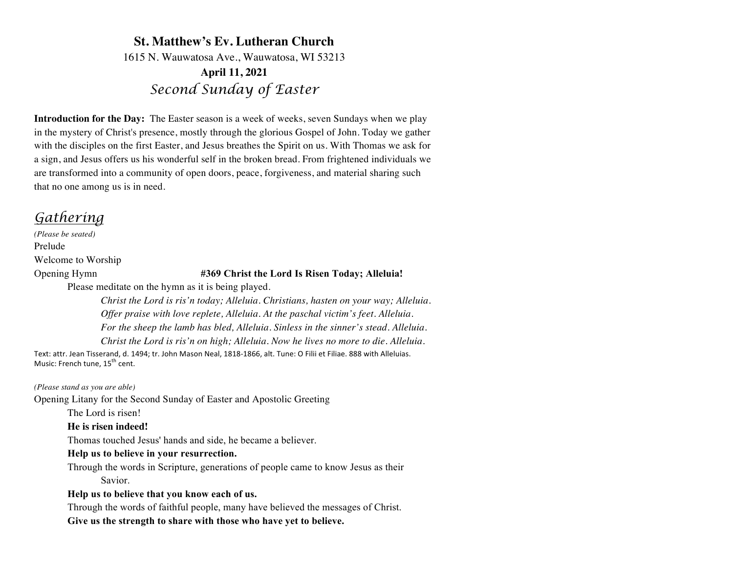# St. Matthew's Ev. Lutheran Church

1615 N. Wauwatosa Ave., Wauwatosa, WI 53213

**April 11, 2021**

*Second Sunday of Easter*

**Introduction for the Day:** The Easter season is a week of weeks, seven Sundays when we play in the mystery of Christ's presence, mostly through the glorious Gospel of John. Today we gather with the disciples on the first Easter, and Jesus breathes the Spirit on us. With Thomas we ask for a sign, and Jesus offers us his wonderful self in the broken bread. From frightened individuals we are transformed into a community of open doors, peace, forgiveness, and material sharing such that no one among us is in need.

## Gathering

*(Please be seated)*

Prelude

Welcome to Worship

Opening Hymn **#369 Christ the Lord Is Risen Today; Alleluia!**

Please meditate on the hymn as it is being played.

*Christ the Lord is ris'n today; Alleluia. Christians, hasten on your way; Alleluia.*
*Offer praise with love replete, Alleluia. At the paschal victim's feet. Alleluia.*
*For the sheep the lamb has bled, Alleluia. Sinless in the sinner's stead. Alleluia.*
*Christ the Lord is ris'n on high; Alleluia. Now he lives no more to die. Alleluia.*

Text: attr. Jean Tisserand, d. 1494; tr. John Mason Neal, 1818-1866, alt. Tune: O Filii et Filiae. 888 with Alleluias.
Music: French tune, 15th cent.

*(Please stand as you are able)*

Opening Litany for the Second Sunday of Easter and Apostolic Greeting

The Lord is risen!

**He is risen indeed!**

Thomas touched Jesus' hands and side, he became a believer.

**Help us to believe in your resurrection.**

Through the words in Scripture, generations of people came to know Jesus as their Savior.

**Help us to believe that you know each of us.**

Through the words of faithful people, many have believed the messages of Christ.

**Give us the strength to share with those who have yet to believe.**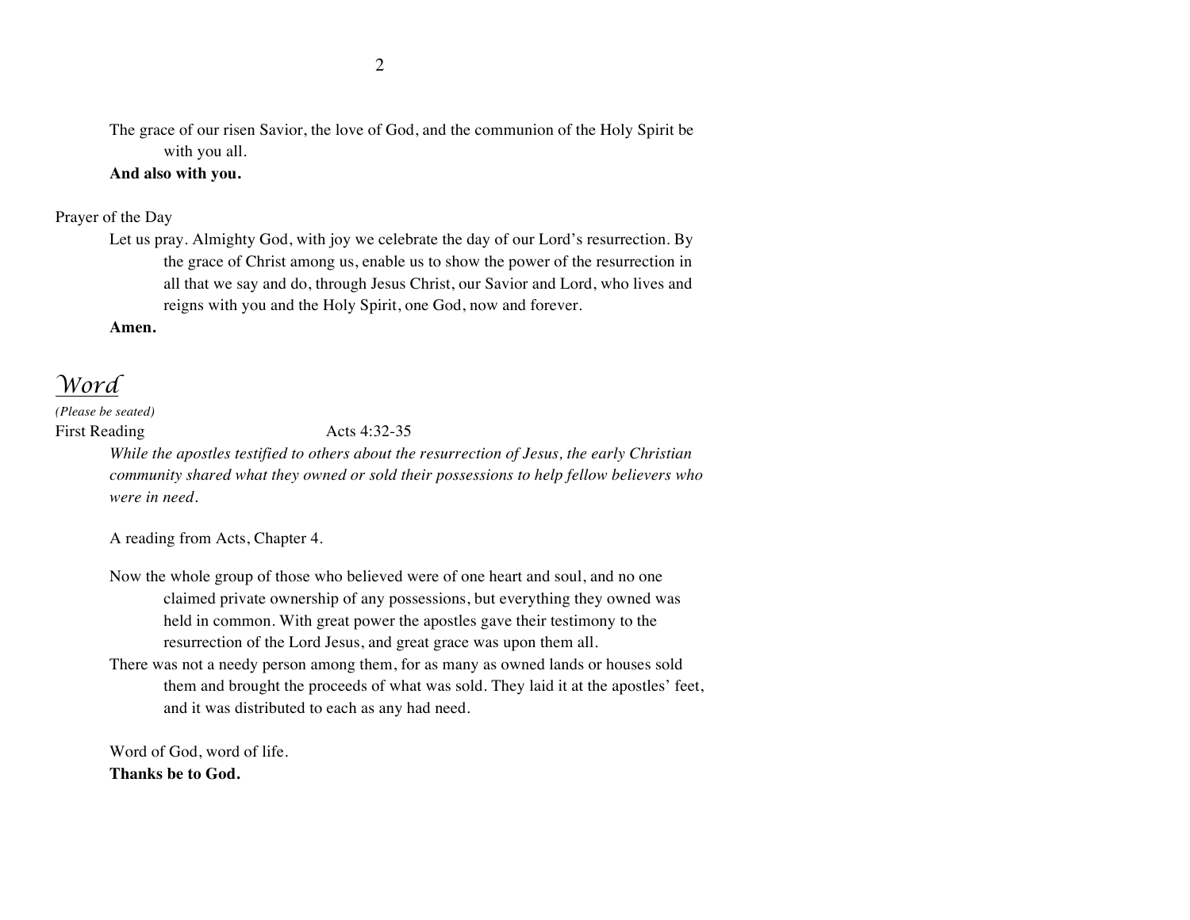The grace of our risen Savior, the love of God, and the communion of the Holy Spirit be with you all.

**And also with you.**

Prayer of the Day

Let us pray. Almighty God, with joy we celebrate the day of our Lord's resurrection. By the grace of Christ among us, enable us to show the power of the resurrection in all that we say and do, through Jesus Christ, our Savior and Lord, who lives and reigns with you and the Holy Spirit, one God, now and forever.

**Amen.**

## *Word*

*(Please be seated)*

First Reading Acts 4:32-35

*While the apostles testified to others about the resurrection of Jesus, the early Christian community shared what they owned or sold their possessions to help fellow believers who were in need.*

A reading from Acts, Chapter 4.

Now the whole group of those who believed were of one heart and soul, and no one claimed private ownership of any possessions, but everything they owned was held in common. With great power the apostles gave their testimony to the resurrection of the Lord Jesus, and great grace was upon them all.

There was not a needy person among them, for as many as owned lands or houses sold them and brought the proceeds of what was sold. They laid it at the apostles' feet, and it was distributed to each as any had need.

Word of God, word of life.

**Thanks be to God.**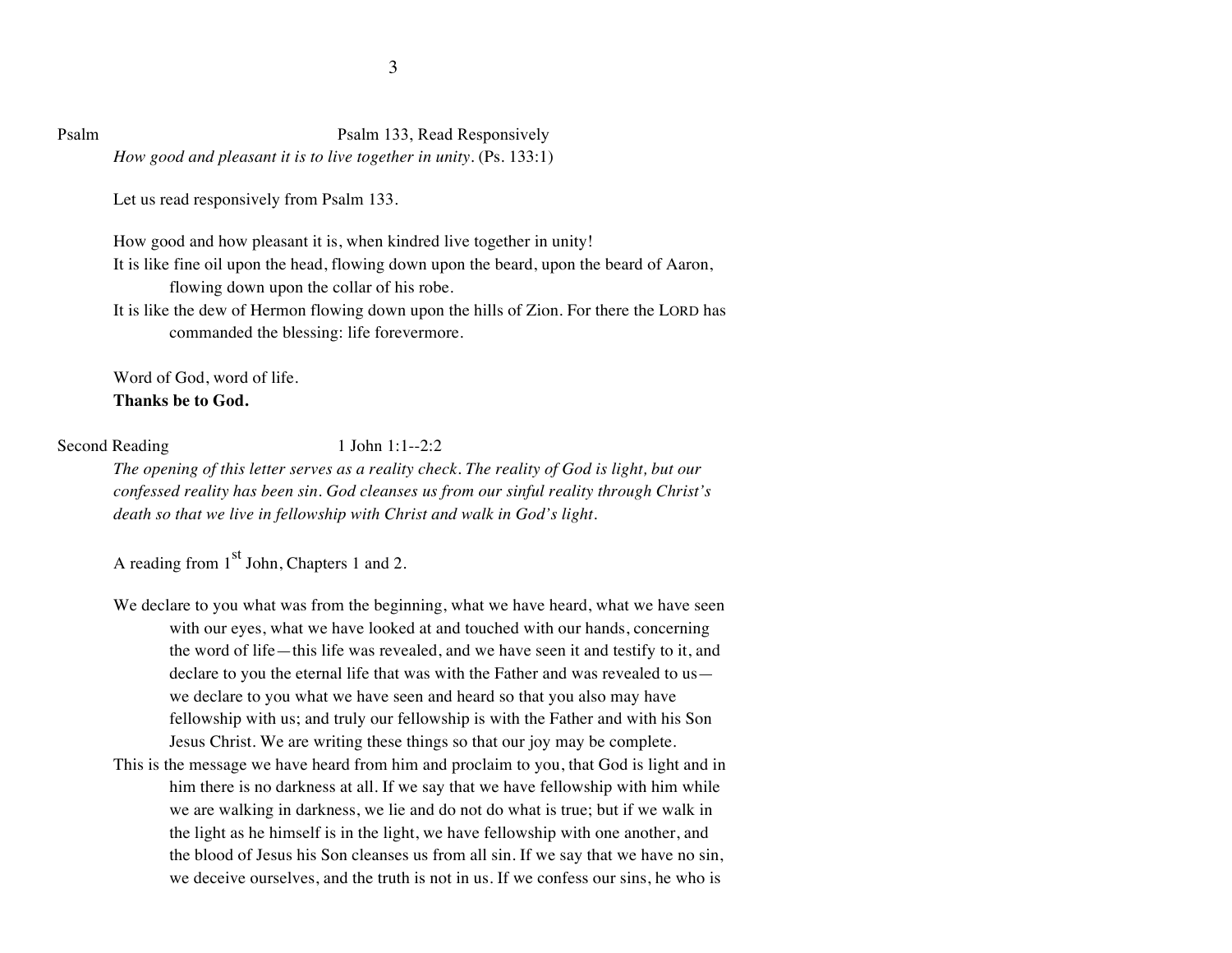Psalm — Psalm 133, Read Responsively

*How good and pleasant it is to live together in unity*. (Ps. 133:1)

Let us read responsively from Psalm 133.

How good and how pleasant it is, when kindred live together in unity!
It is like fine oil upon the head, flowing down upon the beard, upon the beard of Aaron, flowing down upon the collar of his robe.
It is like the dew of Hermon flowing down upon the hills of Zion. For there the LORD has commanded the blessing: life forevermore.

Word of God, word of life.
**Thanks be to God.**

Second Reading — 1 John 1:1--2:2

*The opening of this letter serves as a reality check. The reality of God is light, but our confessed reality has been sin. God cleanses us from our sinful reality through Christ's death so that we live in fellowship with Christ and walk in God's light.*

A reading from 1st John, Chapters 1 and 2.

We declare to you what was from the beginning, what we have heard, what we have seen with our eyes, what we have looked at and touched with our hands, concerning the word of life—this life was revealed, and we have seen it and testify to it, and declare to you the eternal life that was with the Father and was revealed to us—we declare to you what we have seen and heard so that you also may have fellowship with us; and truly our fellowship is with the Father and with his Son Jesus Christ. We are writing these things so that our joy may be complete.
This is the message we have heard from him and proclaim to you, that God is light and in him there is no darkness at all. If we say that we have fellowship with him while we are walking in darkness, we lie and do not do what is true; but if we walk in the light as he himself is in the light, we have fellowship with one another, and the blood of Jesus his Son cleanses us from all sin. If we say that we have no sin, we deceive ourselves, and the truth is not in us. If we confess our sins, he who is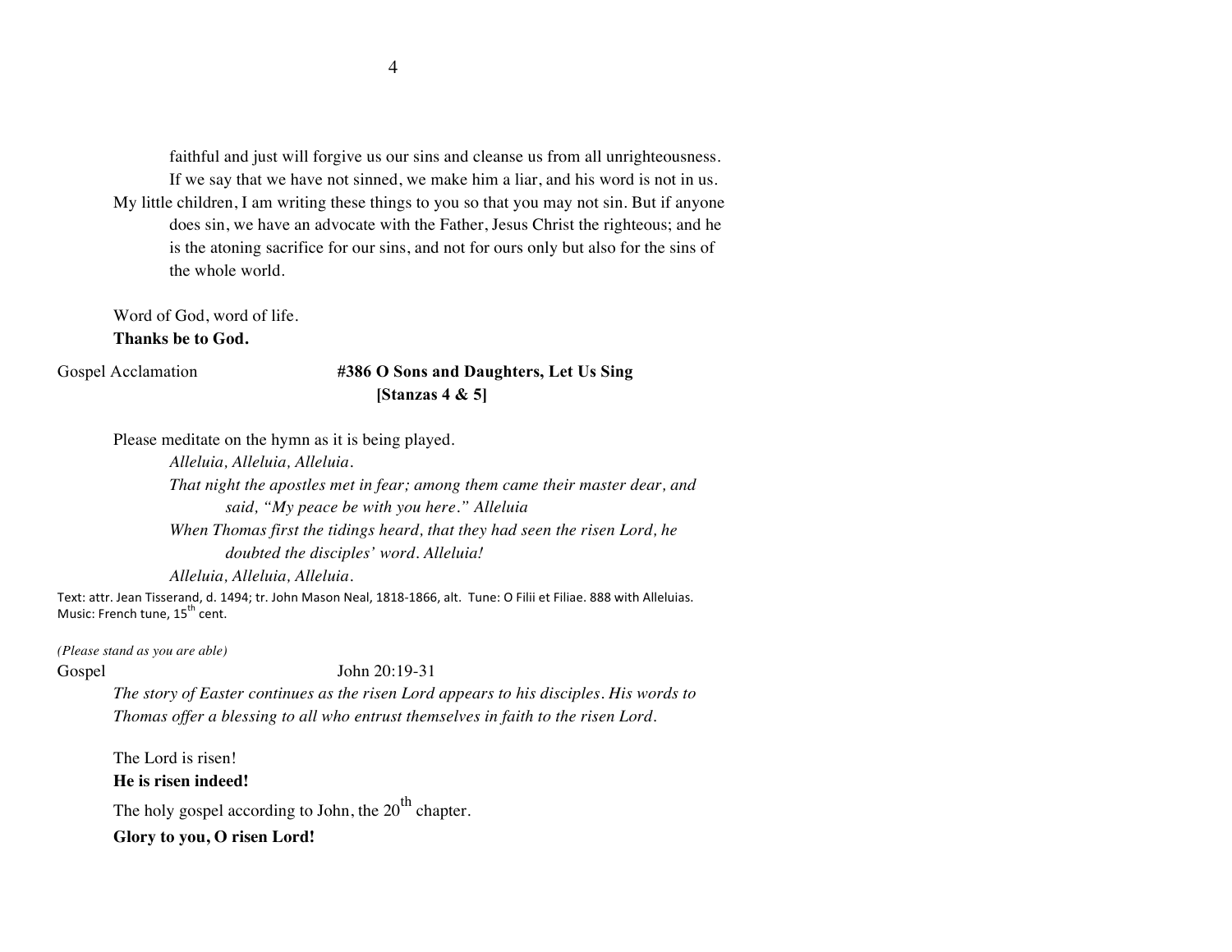faithful and just will forgive us our sins and cleanse us from all unrighteousness. If we say that we have not sinned, we make him a liar, and his word is not in us.

My little children, I am writing these things to you so that you may not sin. But if anyone does sin, we have an advocate with the Father, Jesus Christ the righteous; and he is the atoning sacrifice for our sins, and not for ours only but also for the sins of the whole world.

Word of God, word of life.
**Thanks be to God.**

Gospel Acclamation **#386 O Sons and Daughters, Let Us Sing [Stanzas 4 & 5]**

Please meditate on the hymn as it is being played.

*Alleluia, Alleluia, Alleluia.*
*That night the apostles met in fear; among them came their master dear, and said, "My peace be with you here." Alleluia*
*When Thomas first the tidings heard, that they had seen the risen Lord, he doubted the disciples' word. Alleluia!*
*Alleluia, Alleluia, Alleluia.*

Text: attr. Jean Tisserand, d. 1494; tr. John Mason Neal, 1818-1866, alt. Tune: O Filii et Filiae. 888 with Alleluias.
Music: French tune, 15th cent.

*(Please stand as you are able)*

Gospel John 20:19-31

*The story of Easter continues as the risen Lord appears to his disciples. His words to Thomas offer a blessing to all who entrust themselves in faith to the risen Lord.*

The Lord is risen!
**He is risen indeed!**

The holy gospel according to John, the 20th chapter.
**Glory to you, O risen Lord!**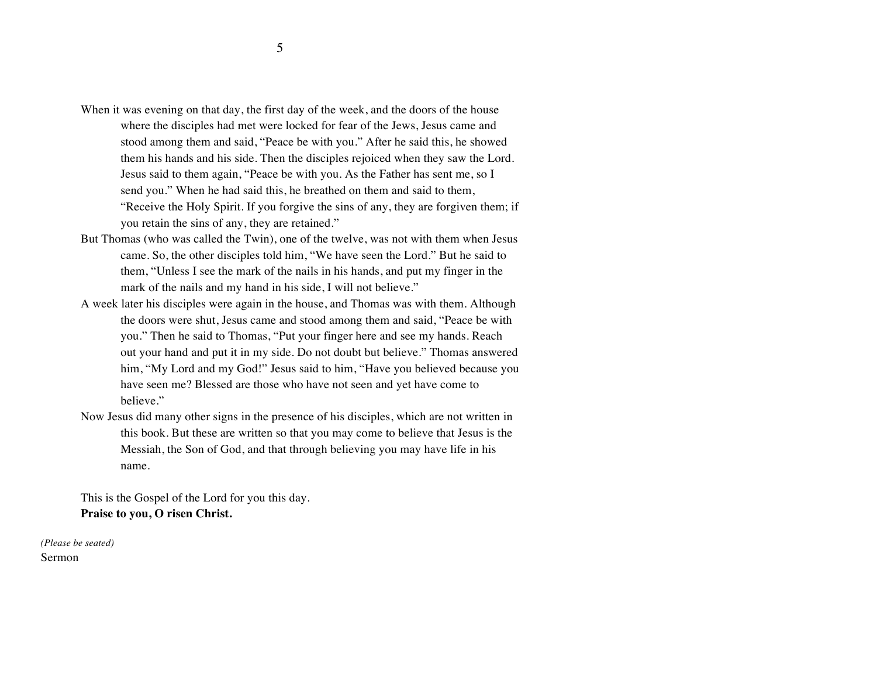When it was evening on that day, the first day of the week, and the doors of the house where the disciples had met were locked for fear of the Jews, Jesus came and stood among them and said, "Peace be with you." After he said this, he showed them his hands and his side. Then the disciples rejoiced when they saw the Lord. Jesus said to them again, "Peace be with you. As the Father has sent me, so I send you." When he had said this, he breathed on them and said to them, "Receive the Holy Spirit. If you forgive the sins of any, they are forgiven them; if you retain the sins of any, they are retained."

But Thomas (who was called the Twin), one of the twelve, was not with them when Jesus came. So, the other disciples told him, "We have seen the Lord." But he said to them, "Unless I see the mark of the nails in his hands, and put my finger in the mark of the nails and my hand in his side, I will not believe."

A week later his disciples were again in the house, and Thomas was with them. Although the doors were shut, Jesus came and stood among them and said, "Peace be with you." Then he said to Thomas, "Put your finger here and see my hands. Reach out your hand and put it in my side. Do not doubt but believe." Thomas answered him, "My Lord and my God!" Jesus said to him, "Have you believed because you have seen me? Blessed are those who have not seen and yet have come to believe."

Now Jesus did many other signs in the presence of his disciples, which are not written in this book. But these are written so that you may come to believe that Jesus is the Messiah, the Son of God, and that through believing you may have life in his name.

This is the Gospel of the Lord for you this day.
**Praise to you, O risen Christ.**

*(Please be seated)*
Sermon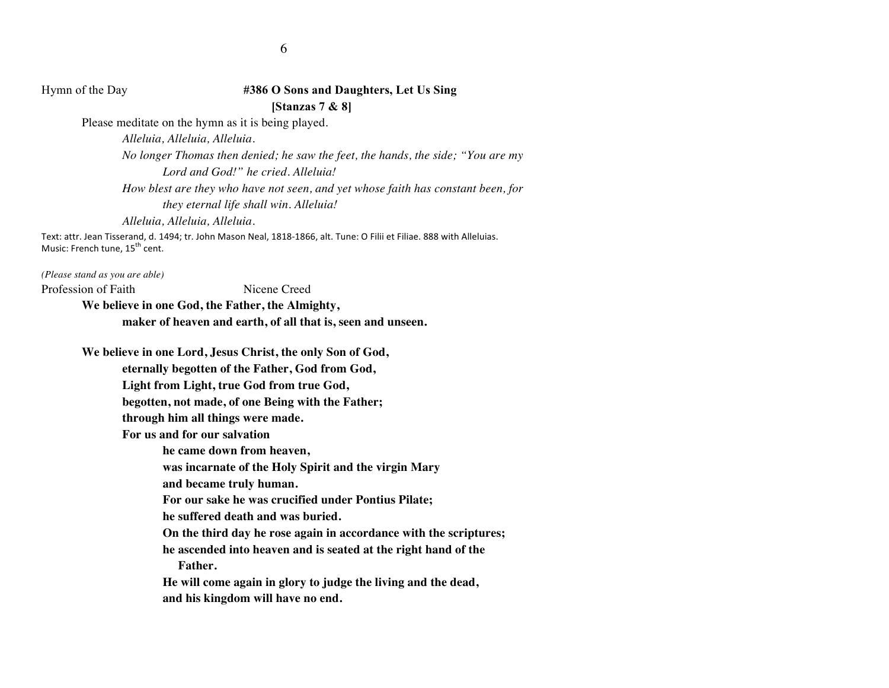Hymn of the Day **#386 O Sons and Daughters, Let Us Sing**
**[Stanzas 7 & 8]**

Please meditate on the hymn as it is being played.

*Alleluia, Alleluia, Alleluia.*

*No longer Thomas then denied; he saw the feet, the hands, the side; "You are my Lord and God!" he cried. Alleluia!*

*How blest are they who have not seen, and yet whose faith has constant been, for they eternal life shall win. Alleluia!*

*Alleluia, Alleluia, Alleluia.*

Text: attr. Jean Tisserand, d. 1494; tr. John Mason Neal, 1818-1866, alt. Tune: O Filii et Filiae. 888 with Alleluias.
Music: French tune, 15th cent.

*(Please stand as you are able)*

Profession of Faith Nicene Creed

**We believe in one God, the Father, the Almighty,**
**maker of heaven and earth, of all that is, seen and unseen.**

**We believe in one Lord, Jesus Christ, the only Son of God,**
**eternally begotten of the Father, God from God,**
**Light from Light, true God from true God,**
**begotten, not made, of one Being with the Father;**
**through him all things were made.**
**For us and for our salvation**
**he came down from heaven,**
**was incarnate of the Holy Spirit and the virgin Mary**
**and became truly human.**
**For our sake he was crucified under Pontius Pilate;**
**he suffered death and was buried.**
**On the third day he rose again in accordance with the scriptures;**
**he ascended into heaven and is seated at the right hand of the Father.**
**He will come again in glory to judge the living and the dead,**
**and his kingdom will have no end.**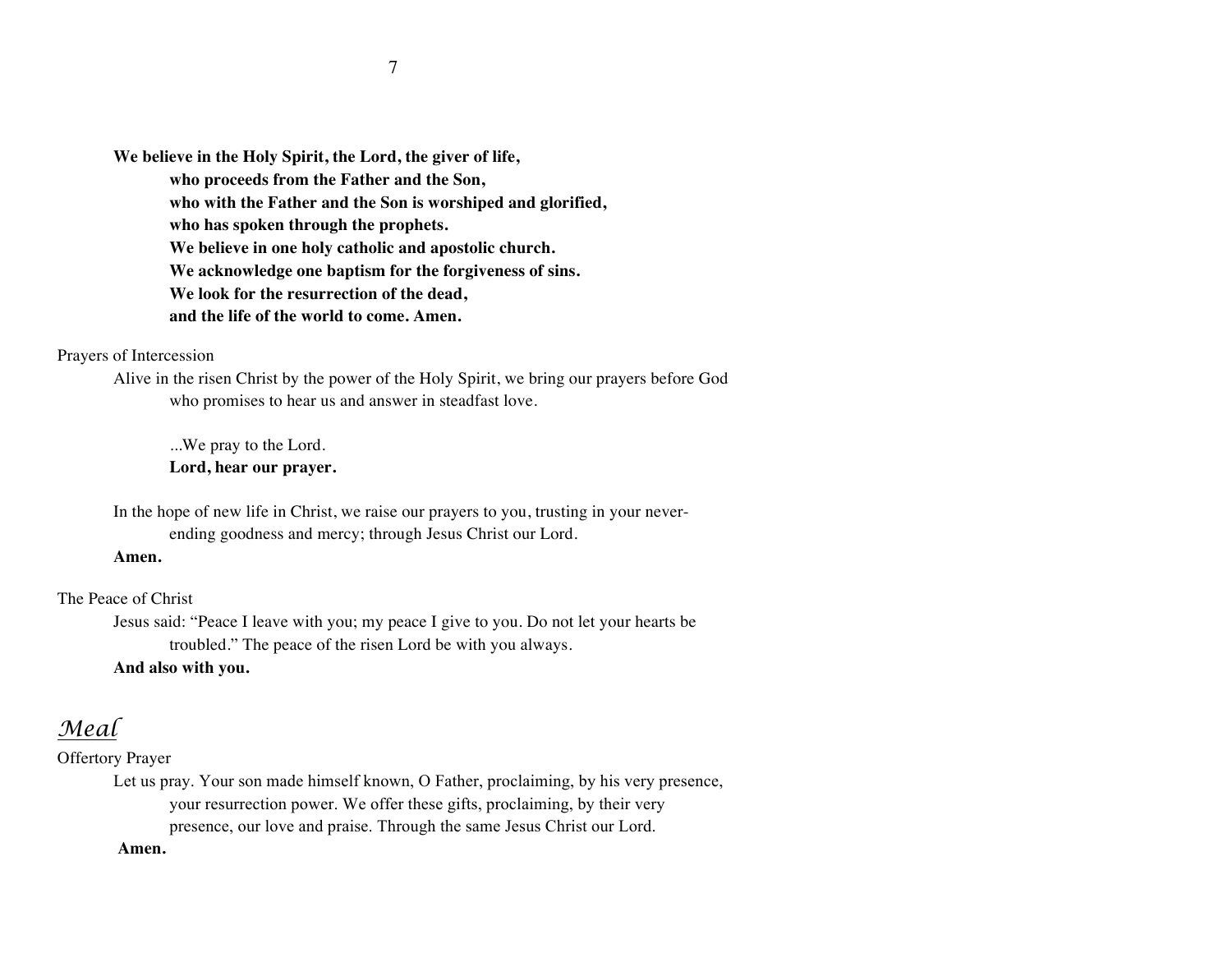**We believe in the Holy Spirit, the Lord, the giver of life,**
**who proceeds from the Father and the Son,**
**who with the Father and the Son is worshiped and glorified,**
**who has spoken through the prophets.**
**We believe in one holy catholic and apostolic church.**
**We acknowledge one baptism for the forgiveness of sins.**
**We look for the resurrection of the dead,**
**and the life of the world to come. Amen.**

Prayers of Intercession

Alive in the risen Christ by the power of the Holy Spirit, we bring our prayers before God who promises to hear us and answer in steadfast love.

...We pray to the Lord.
**Lord, hear our prayer.**

In the hope of new life in Christ, we raise our prayers to you, trusting in your never-ending goodness and mercy; through Jesus Christ our Lord.
**Amen.**

The Peace of Christ

Jesus said: "Peace I leave with you; my peace I give to you. Do not let your hearts be troubled." The peace of the risen Lord be with you always.
**And also with you.**

## *Meal*

Offertory Prayer

Let us pray. Your son made himself known, O Father, proclaiming, by his very presence, your resurrection power. We offer these gifts, proclaiming, by their very presence, our love and praise. Through the same Jesus Christ our Lord.
**Amen.**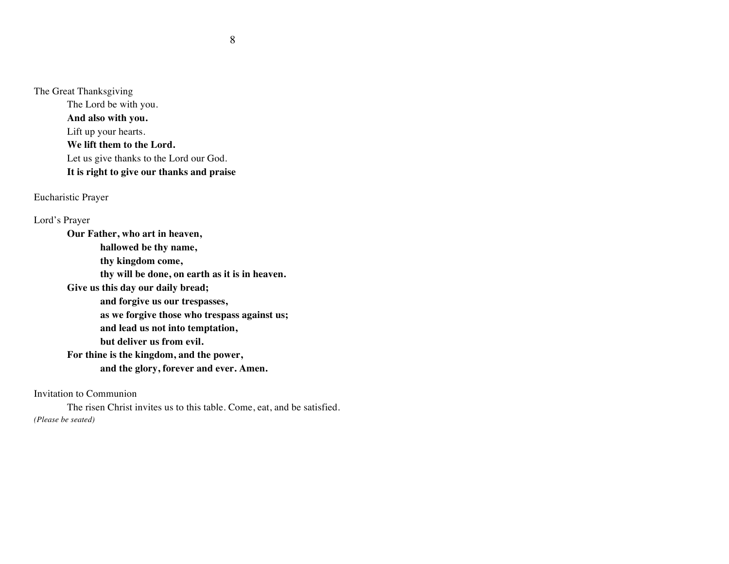The Great Thanksgiving

The Lord be with you.
**And also with you.**
Lift up your hearts.
**We lift them to the Lord.**
Let us give thanks to the Lord our God.
**It is right to give our thanks and praise**

Eucharistic Prayer

Lord's Prayer

**Our Father, who art in heaven,**
**hallowed be thy name,**
**thy kingdom come,**
**thy will be done, on earth as it is in heaven.**
**Give us this day our daily bread;**
**and forgive us our trespasses,**
**as we forgive those who trespass against us;**
**and lead us not into temptation,**
**but deliver us from evil.**
**For thine is the kingdom, and the power,**
**and the glory, forever and ever. Amen.**

Invitation to Communion

The risen Christ invites us to this table. Come, eat, and be satisfied.

*(Please be seated)*